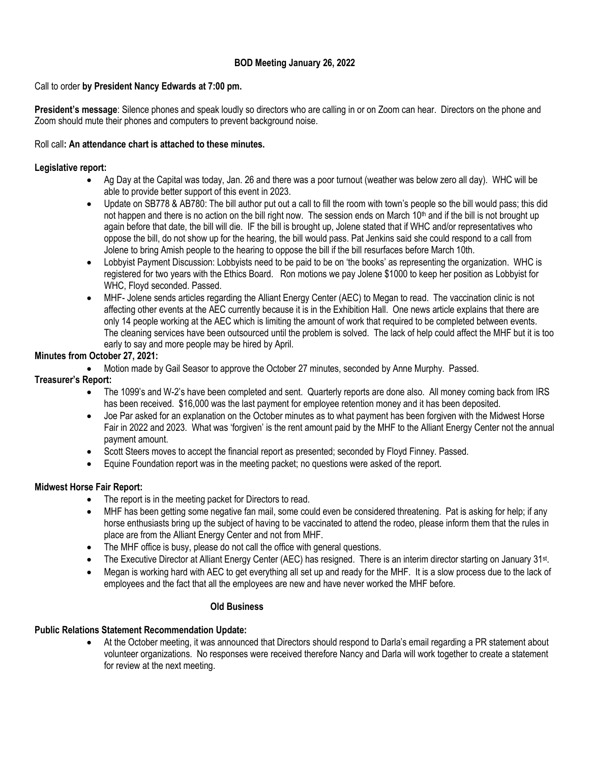# BOD Meeting January 26, 2022

Call to order **by President Nancy Edwards at 7:00 pm.**

**President's message**: Silence phones and speak loudly so directors who are calling in or on Zoom can hear. Directors on the phone and Zoom should mute their phones and computers to prevent background noise.

Roll call**: An attendance chart is attached to these minutes.**

**Legislative report:**

- Ag Day at the Capital was today, Jan. 26 and there was a poor turnout (weather was below zero all day). WHC will be able to provide better support of this event in 2023.
- Update on SB778 & AB780: The bill author put out a call to fill the room with town's people so the bill would pass; this did not happen and there is no action on the bill right now. The session ends on March 10th and if the bill is not brought up again before that date, the bill will die. IF the bill is brought up, Jolene stated that if WHC and/or representatives who oppose the bill, do not show up for the hearing, the bill would pass. Pat Jenkins said she could respond to a call from Jolene to bring Amish people to the hearing to oppose the bill if the bill resurfaces before March 10th.
- Lobbyist Payment Discussion: Lobbyists need to be paid to be on 'the books' as representing the organization. WHC is registered for two years with the Ethics Board. Ron motions we pay Jolene $1000 to keep her position as Lobbyist for WHC, Floyd seconded. Passed.
- MHF- Jolene sends articles regarding the Alliant Energy Center (AEC) to Megan to read. The vaccination clinic is not affecting other events at the AEC currently because it is in the Exhibition Hall. One news article explains that there are only 14 people working at the AEC which is limiting the amount of work that required to be completed between events. The cleaning services have been outsourced until the problem is solved. The lack of help could affect the MHF but it is too early to say and more people may be hired by April.

**Minutes from October 27, 2021:**

- Motion made by Gail Seasor to approve the October 27 minutes, seconded by Anne Murphy. Passed.

**Treasurer's Report:**

- The 1099's and W-2's have been completed and sent. Quarterly reports are done also. All money coming back from IRS has been received. $16,000 was the last payment for employee retention money and it has been deposited.
- Joe Par asked for an explanation on the October minutes as to what payment has been forgiven with the Midwest Horse Fair in 2022 and 2023. What was 'forgiven' is the rent amount paid by the MHF to the Alliant Energy Center not the annual payment amount.
- Scott Steers moves to accept the financial report as presented; seconded by Floyd Finney. Passed.
- Equine Foundation report was in the meeting packet; no questions were asked of the report.

**Midwest Horse Fair Report:**

- The report is in the meeting packet for Directors to read.
- MHF has been getting some negative fan mail, some could even be considered threatening. Pat is asking for help; if any horse enthusiasts bring up the subject of having to be vaccinated to attend the rodeo, please inform them that the rules in place are from the Alliant Energy Center and not from MHF.
- The MHF office is busy, please do not call the office with general questions.
- The Executive Director at Alliant Energy Center (AEC) has resigned. There is an interim director starting on January 31st.
- Megan is working hard with AEC to get everything all set up and ready for the MHF. It is a slow process due to the lack of employees and the fact that all the employees are new and have never worked the MHF before.

## Old Business

**Public Relations Statement Recommendation Update:**

- At the October meeting, it was announced that Directors should respond to Darla's email regarding a PR statement about volunteer organizations. No responses were received therefore Nancy and Darla will work together to create a statement for review at the next meeting.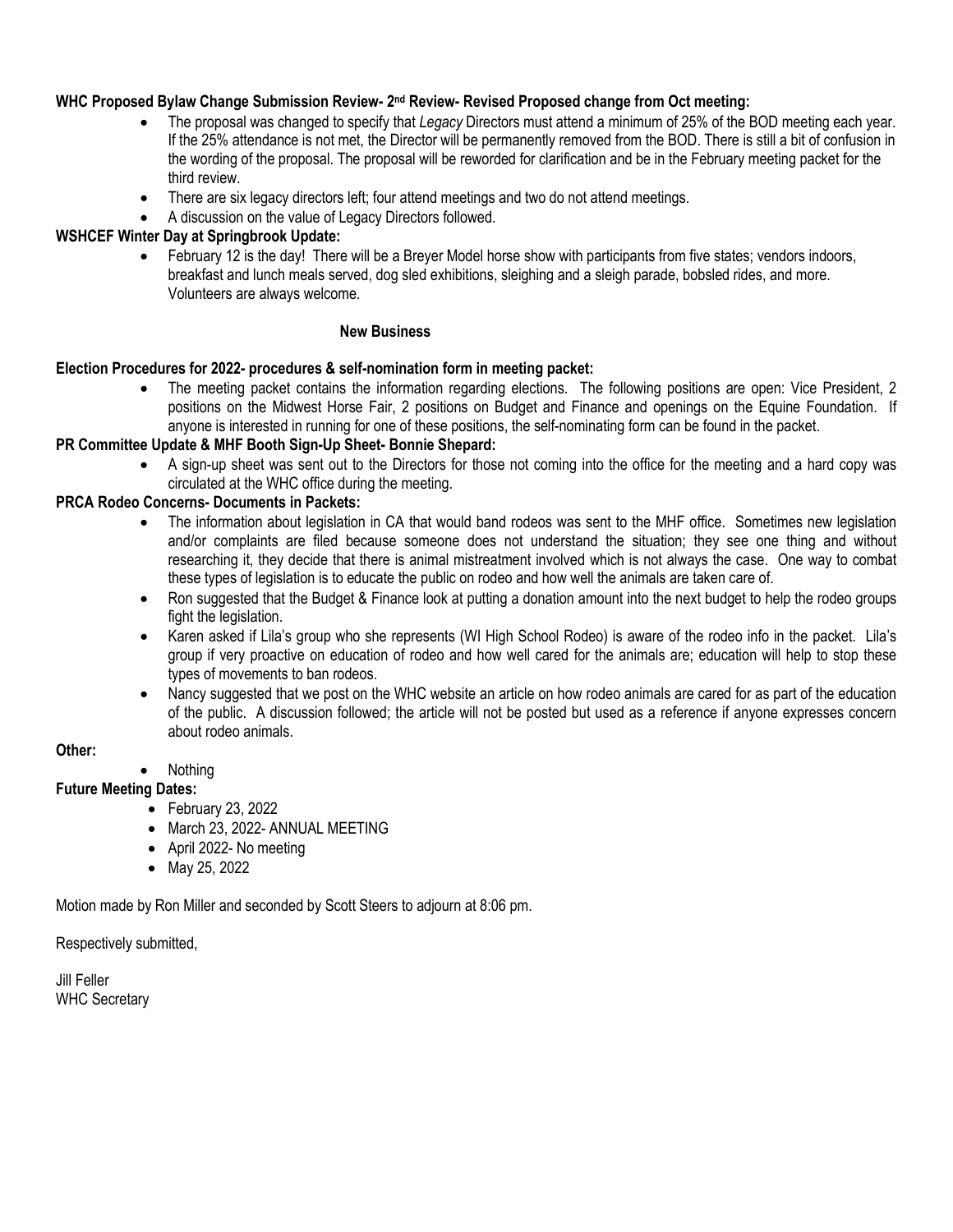**WHC Proposed Bylaw Change Submission Review- 2nd Review- Revised Proposed change from Oct meeting:**

- The proposal was changed to specify that *Legacy* Directors must attend a minimum of 25% of the BOD meeting each year. If the 25% attendance is not met, the Director will be permanently removed from the BOD. There is still a bit of confusion in the wording of the proposal. The proposal will be reworded for clarification and be in the February meeting packet for the third review.
- There are six legacy directors left; four attend meetings and two do not attend meetings.
- A discussion on the value of Legacy Directors followed.

**WSHCEF Winter Day at Springbrook Update:**

- February 12 is the day! There will be a Breyer Model horse show with participants from five states; vendors indoors, breakfast and lunch meals served, dog sled exhibitions, sleighing and a sleigh parade, bobsled rides, and more. Volunteers are always welcome.

**New Business**

**Election Procedures for 2022- procedures & self-nomination form in meeting packet:**

- The meeting packet contains the information regarding elections. The following positions are open: Vice President, 2 positions on the Midwest Horse Fair, 2 positions on Budget and Finance and openings on the Equine Foundation. If anyone is interested in running for one of these positions, the self-nominating form can be found in the packet.

**PR Committee Update & MHF Booth Sign-Up Sheet- Bonnie Shepard:**

- A sign-up sheet was sent out to the Directors for those not coming into the office for the meeting and a hard copy was circulated at the WHC office during the meeting.

**PRCA Rodeo Concerns- Documents in Packets:**

- The information about legislation in CA that would band rodeos was sent to the MHF office. Sometimes new legislation and/or complaints are filed because someone does not understand the situation; they see one thing and without researching it, they decide that there is animal mistreatment involved which is not always the case. One way to combat these types of legislation is to educate the public on rodeo and how well the animals are taken care of.
- Ron suggested that the Budget & Finance look at putting a donation amount into the next budget to help the rodeo groups fight the legislation.
- Karen asked if Lila's group who she represents (WI High School Rodeo) is aware of the rodeo info in the packet. Lila's group if very proactive on education of rodeo and how well cared for the animals are; education will help to stop these types of movements to ban rodeos.
- Nancy suggested that we post on the WHC website an article on how rodeo animals are cared for as part of the education of the public. A discussion followed; the article will not be posted but used as a reference if anyone expresses concern about rodeo animals.

**Other:**

- Nothing

**Future Meeting Dates:**

- February 23, 2022
- March 23, 2022- ANNUAL MEETING
- April 2022- No meeting
- May 25, 2022

Motion made by Ron Miller and seconded by Scott Steers to adjourn at 8:06 pm.

Respectively submitted,

Jill Feller
WHC Secretary